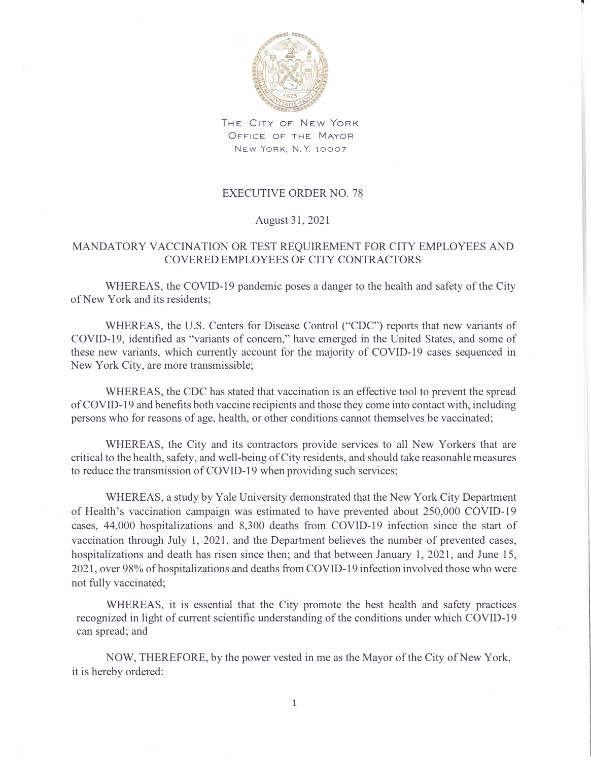THE CITY OF NEW YORK
OFFICE OF THE MAYOR
NEW YORK, N.Y. 10007

# EXECUTIVE ORDER NO. 78

August 31, 2021

## MANDATORY VACCINATION OR TEST REQUIREMENT FOR CITY EMPLOYEES AND COVERED EMPLOYEES OF CITY CONTRACTORS

WHEREAS, the COVID-19 pandemic poses a danger to the health and safety of the City of New York and its residents;

WHEREAS, the U.S. Centers for Disease Control ("CDC") reports that new variants of COVID-19, identified as "variants of concern," have emerged in the United States, and some of these new variants, which currently account for the majority of COVID-19 cases sequenced in New York City, are more transmissible;

WHEREAS, the CDC has stated that vaccination is an effective tool to prevent the spread of COVID-19 and benefits both vaccine recipients and those they come into contact with, including persons who for reasons of age, health, or other conditions cannot themselves be vaccinated;

WHEREAS, the City and its contractors provide services to all New Yorkers that are critical to the health, safety, and well-being of City residents, and should take reasonable measures to reduce the transmission of COVID-19 when providing such services;

WHEREAS, a study by Yale University demonstrated that the New York City Department of Health's vaccination campaign was estimated to have prevented about 250,000 COVID-19 cases, 44,000 hospitalizations and 8,300 deaths from COVID-19 infection since the start of vaccination through July 1, 2021, and the Department believes the number of prevented cases, hospitalizations and death has risen since then; and that between January 1, 2021, and June 15, 2021, over 98% of hospitalizations and deaths from COVID-19 infection involved those who were not fully vaccinated;

WHEREAS, it is essential that the City promote the best health and safety practices recognized in light of current scientific understanding of the conditions under which COVID-19 can spread; and

NOW, THEREFORE, by the power vested in me as the Mayor of the City of New York, it is hereby ordered: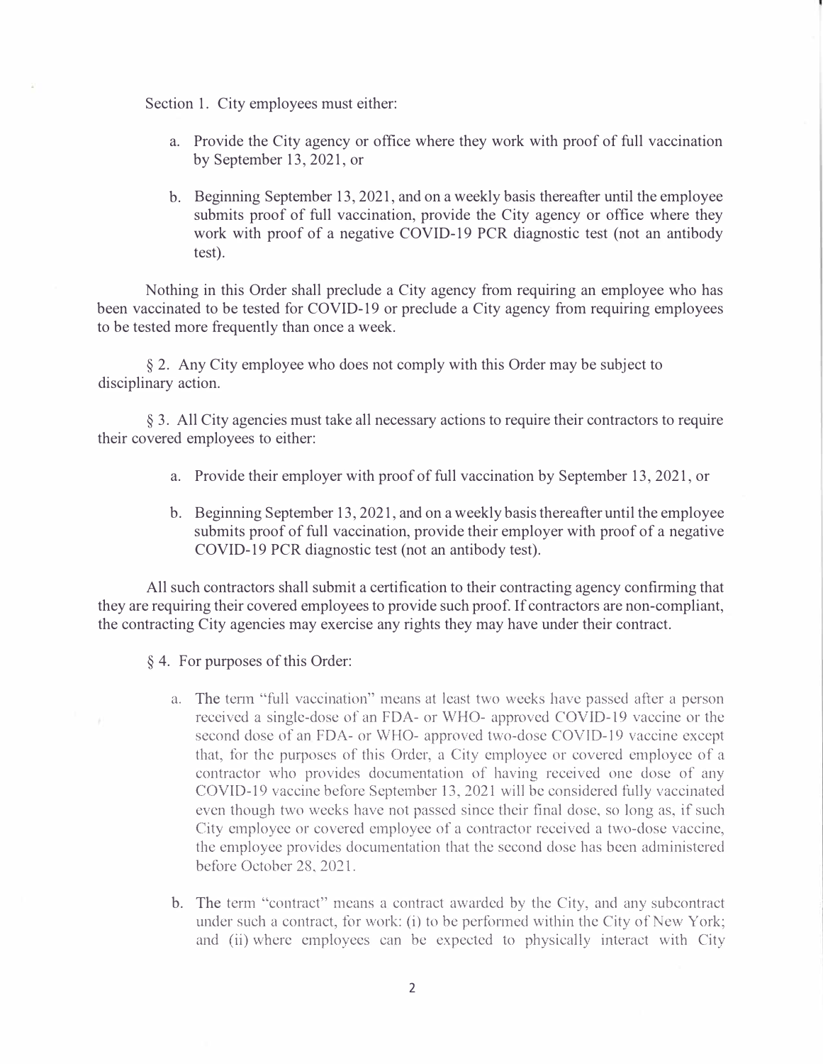Section 1. City employees must either:

a. Provide the City agency or office where they work with proof of full vaccination by September 13, 2021, or

b. Beginning September 13, 2021, and on a weekly basis thereafter until the employee submits proof of full vaccination, provide the City agency or office where they work with proof of a negative COVID-19 PCR diagnostic test (not an antibody test).

Nothing in this Order shall preclude a City agency from requiring an employee who has been vaccinated to be tested for COVID-19 or preclude a City agency from requiring employees to be tested more frequently than once a week.

§ 2. Any City employee who does not comply with this Order may be subject to disciplinary action.

§ 3. All City agencies must take all necessary actions to require their contractors to require their covered employees to either:

a. Provide their employer with proof of full vaccination by September 13, 2021, or

b. Beginning September 13, 2021, and on a weekly basis thereafter until the employee submits proof of full vaccination, provide their employer with proof of a negative COVID-19 PCR diagnostic test (not an antibody test).

All such contractors shall submit a certification to their contracting agency confirming that they are requiring their covered employees to provide such proof. If contractors are non-compliant, the contracting City agencies may exercise any rights they may have under their contract.

§ 4. For purposes of this Order:

a. The term "full vaccination" means at least two weeks have passed after a person received a single-dose of an FDA- or WHO- approved COVID-19 vaccine or the second dose of an FDA- or WHO- approved two-dose COVID-19 vaccine except that, for the purposes of this Order, a City employee or covered employee of a contractor who provides documentation of having received one dose of any COVID-19 vaccine before September 13, 2021 will be considered fully vaccinated even though two weeks have not passed since their final dose, so long as, if such City employee or covered employee of a contractor received a two-dose vaccine, the employee provides documentation that the second dose has been administered before October 28, 2021.

b. The term "contract" means a contract awarded by the City, and any subcontract under such a contract, for work: (i) to be performed within the City of New York; and (ii) where employees can be expected to physically interact with City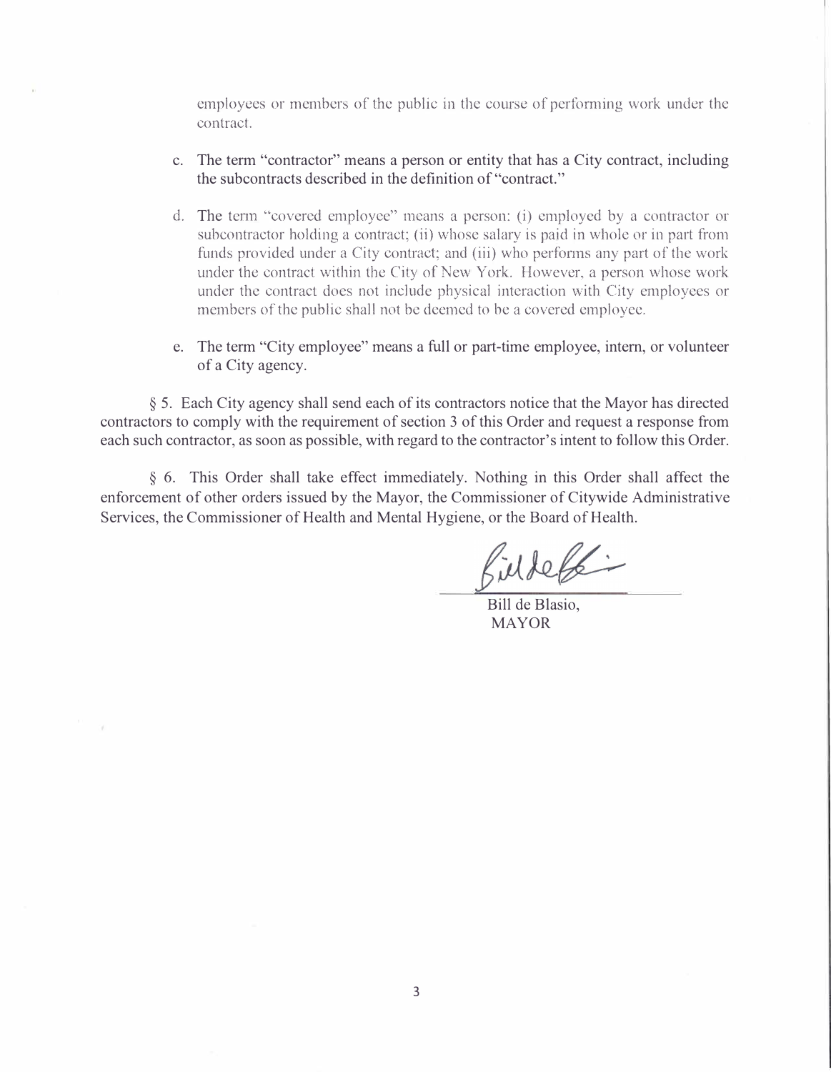employees or members of the public in the course of performing work under the contract.

c. The term "contractor" means a person or entity that has a City contract, including the subcontracts described in the definition of "contract."

d. The term "covered employee" means a person: (i) employed by a contractor or subcontractor holding a contract; (ii) whose salary is paid in whole or in part from funds provided under a City contract; and (iii) who performs any part of the work under the contract within the City of New York. However, a person whose work under the contract does not include physical interaction with City employees or members of the public shall not be deemed to be a covered employee.

e. The term "City employee" means a full or part-time employee, intern, or volunteer of a City agency.

§ 5. Each City agency shall send each of its contractors notice that the Mayor has directed contractors to comply with the requirement of section 3 of this Order and request a response from each such contractor, as soon as possible, with regard to the contractor's intent to follow this Order.

§ 6. This Order shall take effect immediately. Nothing in this Order shall affect the enforcement of other orders issued by the Mayor, the Commissioner of Citywide Administrative Services, the Commissioner of Health and Mental Hygiene, or the Board of Health.

Bill de Blasio,
MAYOR